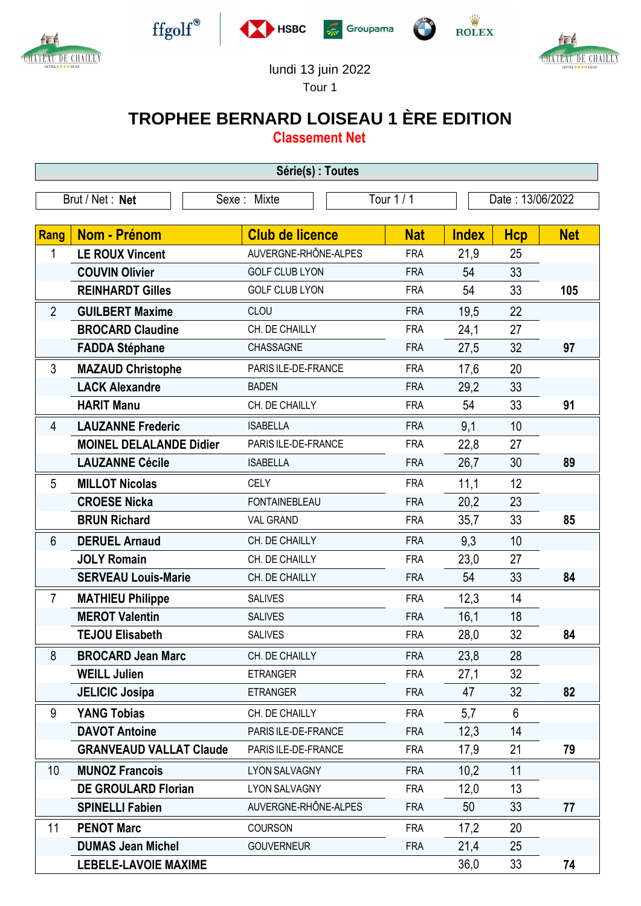lundi 13 juin 2022

Tour 1

# TROPHEE BERNARD LOISEAU 1 ÈRE EDITION

## Classement Net

**Série(s) : Toutes**

| Brut / Net : **Net** | Sexe : Mixte | Tour 1 / 1 | Date : 13/06/2022 |
|---|---|---|---|

| Rang | Nom - Prénom | Club de licence | Nat | Index | Hcp | Net |
|---|---|---|---|---|---|---|
| 1 | **LE ROUX Vincent** | AUVERGNE-RHÔNE-ALPES | FRA | 21,9 | 25 | |
| | **COUVIN Olivier** | GOLF CLUB LYON | FRA | 54 | 33 | |
| | **REINHARDT Gilles** | GOLF CLUB LYON | FRA | 54 | 33 | **105** |
| 2 | **GUILBERT Maxime** | CLOU | FRA | 19,5 | 22 | |
| | **BROCARD Claudine** | CH. DE CHAILLY | FRA | 24,1 | 27 | |
| | **FADDA Stéphane** | CHASSAGNE | FRA | 27,5 | 32 | **97** |
| 3 | **MAZAUD Christophe** | PARIS ILE-DE-FRANCE | FRA | 17,6 | 20 | |
| | **LACK Alexandre** | BADEN | FRA | 29,2 | 33 | |
| | **HARIT Manu** | CH. DE CHAILLY | FRA | 54 | 33 | **91** |
| 4 | **LAUZANNE Frederic** | ISABELLA | FRA | 9,1 | 10 | |
| | **MOINEL DELALANDE Didier** | PARIS ILE-DE-FRANCE | FRA | 22,8 | 27 | |
| | **LAUZANNE Cécile** | ISABELLA | FRA | 26,7 | 30 | **89** |
| 5 | **MILLOT Nicolas** | CELY | FRA | 11,1 | 12 | |
| | **CROESE Nicka** | FONTAINEBLEAU | FRA | 20,2 | 23 | |
| | **BRUN Richard** | VAL GRAND | FRA | 35,7 | 33 | **85** |
| 6 | **DERUEL Arnaud** | CH. DE CHAILLY | FRA | 9,3 | 10 | |
| | **JOLY Romain** | CH. DE CHAILLY | FRA | 23,0 | 27 | |
| | **SERVEAU Louis-Marie** | CH. DE CHAILLY | FRA | 54 | 33 | **84** |
| 7 | **MATHIEU Philippe** | SALIVES | FRA | 12,3 | 14 | |
| | **MEROT Valentin** | SALIVES | FRA | 16,1 | 18 | |
| | **TEJOU Elisabeth** | SALIVES | FRA | 28,0 | 32 | **84** |
| 8 | **BROCARD Jean Marc** | CH. DE CHAILLY | FRA | 23,8 | 28 | |
| | **WEILL Julien** | ETRANGER | FRA | 27,1 | 32 | |
| | **JELICIC Josipa** | ETRANGER | FRA | 47 | 32 | **82** |
| 9 | **YANG Tobias** | CH. DE CHAILLY | FRA | 5,7 | 6 | |
| | **DAVOT Antoine** | PARIS ILE-DE-FRANCE | FRA | 12,3 | 14 | |
| | **GRANVEAUD VALLAT Claude** | PARIS ILE-DE-FRANCE | FRA | 17,9 | 21 | **79** |
| 10 | **MUNOZ Francois** | LYON SALVAGNY | FRA | 10,2 | 11 | |
| | **DE GROULARD Florian** | LYON SALVAGNY | FRA | 12,0 | 13 | |
| | **SPINELLI Fabien** | AUVERGNE-RHÔNE-ALPES | FRA | 50 | 33 | **77** |
| 11 | **PENOT Marc** | COURSON | FRA | 17,2 | 20 | |
| | **DUMAS Jean Michel** | GOUVERNEUR | FRA | 21,4 | 25 | |
| | **LEBELE-LAVOIE MAXIME** | | | 36,0 | 33 | **74** |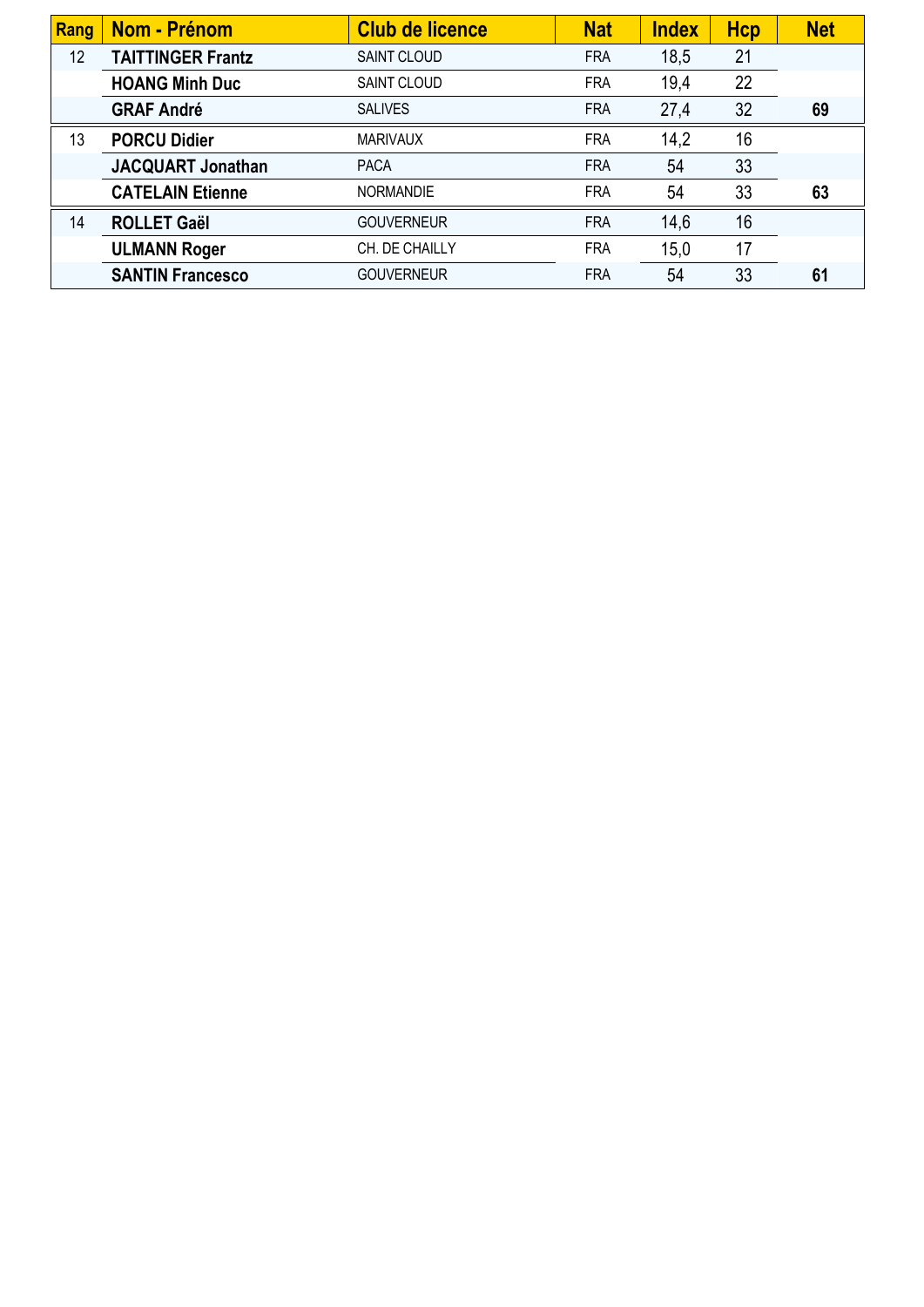| Rang | Nom - Prénom | Club de licence | Nat | Index | Hcp | Net |
|---|---|---|---|---|---|---|
| 12 | **TAITTINGER Frantz** | SAINT CLOUD | FRA | 18,5 | 21 | |
| | **HOANG Minh Duc** | SAINT CLOUD | FRA | 19,4 | 22 | |
| | **GRAF André** | SALIVES | FRA | 27,4 | 32 | **69** |
| 13 | **PORCU Didier** | MARIVAUX | FRA | 14,2 | 16 | |
| | **JACQUART Jonathan** | PACA | FRA | 54 | 33 | |
| | **CATELAIN Etienne** | NORMANDIE | FRA | 54 | 33 | **63** |
| 14 | **ROLLET Gaël** | GOUVERNEUR | FRA | 14,6 | 16 | |
| | **ULMANN Roger** | CH. DE CHAILLY | FRA | 15,0 | 17 | |
| | **SANTIN Francesco** | GOUVERNEUR | FRA | 54 | 33 | **61** |